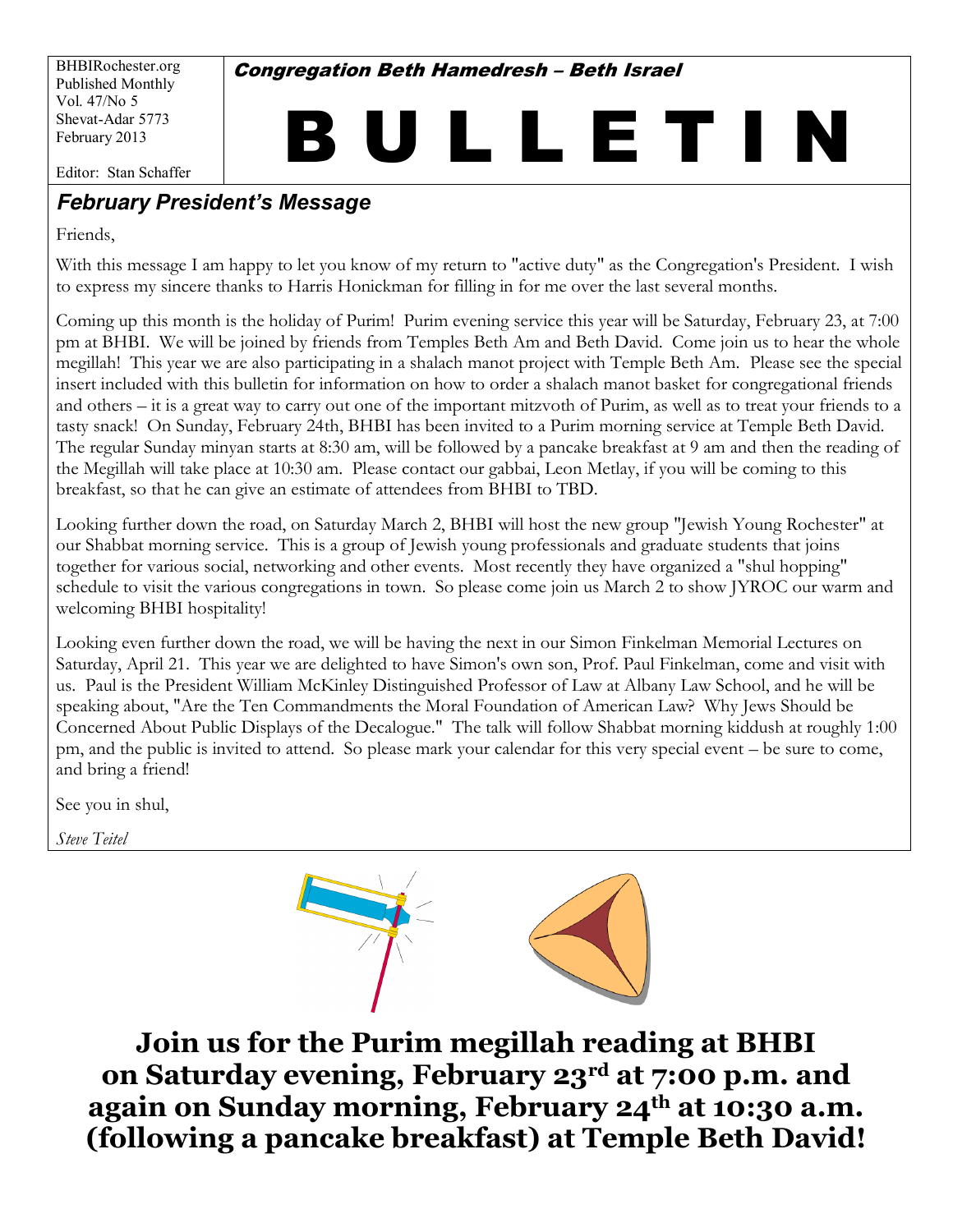BHBIRochester.org
Published Monthly
Vol. 47/No 5
Shevat-Adar 5773
February 2013

Editor: Stan Schaffer

Congregation Beth Hamedresh – Beth Israel

# B U L L E T I N

## *February President's Message*

Friends,

With this message I am happy to let you know of my return to "active duty" as the Congregation's President. I wish to express my sincere thanks to Harris Honickman for filling in for me over the last several months.

Coming up this month is the holiday of Purim! Purim evening service this year will be Saturday, February 23, at 7:00 pm at BHBI. We will be joined by friends from Temples Beth Am and Beth David. Come join us to hear the whole megillah! This year we are also participating in a shalach manot project with Temple Beth Am. Please see the special insert included with this bulletin for information on how to order a shalach manot basket for congregational friends and others – it is a great way to carry out one of the important mitzvoth of Purim, as well as to treat your friends to a tasty snack! On Sunday, February 24th, BHBI has been invited to a Purim morning service at Temple Beth David. The regular Sunday minyan starts at 8:30 am, will be followed by a pancake breakfast at 9 am and then the reading of the Megillah will take place at 10:30 am. Please contact our gabbai, Leon Metlay, if you will be coming to this breakfast, so that he can give an estimate of attendees from BHBI to TBD.

Looking further down the road, on Saturday March 2, BHBI will host the new group "Jewish Young Rochester" at our Shabbat morning service. This is a group of Jewish young professionals and graduate students that joins together for various social, networking and other events. Most recently they have organized a "shul hopping" schedule to visit the various congregations in town. So please come join us March 2 to show JYROC our warm and welcoming BHBI hospitality!

Looking even further down the road, we will be having the next in our Simon Finkelman Memorial Lectures on Saturday, April 21. This year we are delighted to have Simon's own son, Prof. Paul Finkelman, come and visit with us. Paul is the President William McKinley Distinguished Professor of Law at Albany Law School, and he will be speaking about, "Are the Ten Commandments the Moral Foundation of American Law? Why Jews Should be Concerned About Public Displays of the Decalogue." The talk will follow Shabbat morning kiddush at roughly 1:00 pm, and the public is invited to attend. So please mark your calendar for this very special event – be sure to come, and bring a friend!

See you in shul,

*Steve Teitel*

**Join us for the Purim megillah reading at BHBI on Saturday evening, February 23rd at 7:00 p.m. and again on Sunday morning, February 24th at 10:30 a.m. (following a pancake breakfast) at Temple Beth David!**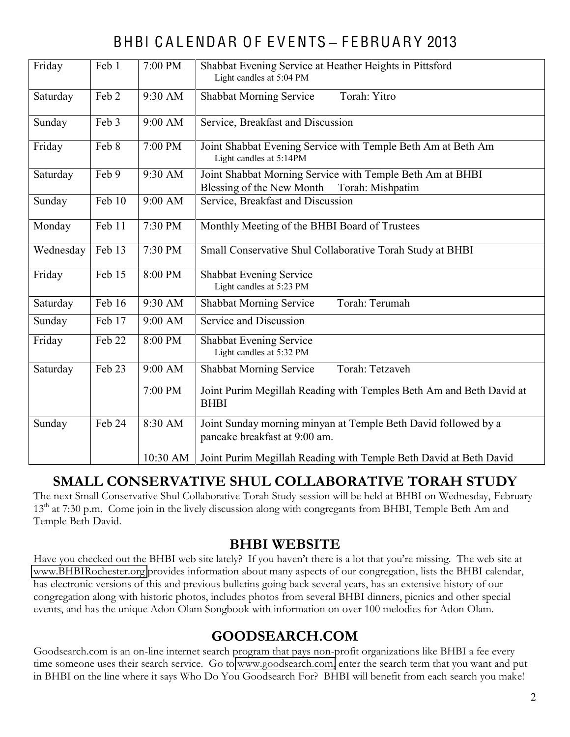# BHBI CALENDAR OF EVENTS – FEBRUARY 2013

| | | | |
|---|---|---|---|
| Friday | Feb 1 | 7:00 PM | Shabbat Evening Service at Heather Heights in Pittsford<br>Light candles at 5:04 PM |
| Saturday | Feb 2 | 9:30 AM | Shabbat Morning Service Torah: Yitro |
| Sunday | Feb 3 | 9:00 AM | Service, Breakfast and Discussion |
| Friday | Feb 8 | 7:00 PM | Joint Shabbat Evening Service with Temple Beth Am at Beth Am<br>Light candles at 5:14PM |
| Saturday | Feb 9 | 9:30 AM | Joint Shabbat Morning Service with Temple Beth Am at BHBI<br>Blessing of the New Month Torah: Mishpatim |
| Sunday | Feb 10 | 9:00 AM | Service, Breakfast and Discussion |
| Monday | Feb 11 | 7:30 PM | Monthly Meeting of the BHBI Board of Trustees |
| Wednesday | Feb 13 | 7:30 PM | Small Conservative Shul Collaborative Torah Study at BHBI |
| Friday | Feb 15 | 8:00 PM | Shabbat Evening Service<br>Light candles at 5:23 PM |
| Saturday | Feb 16 | 9:30 AM | Shabbat Morning Service Torah: Terumah |
| Sunday | Feb 17 | 9:00 AM | Service and Discussion |
| Friday | Feb 22 | 8:00 PM | Shabbat Evening Service<br>Light candles at 5:32 PM |
| Saturday | Feb 23 | 9:00 AM | Shabbat Morning Service Torah: Tetzaveh |
| | | 7:00 PM | Joint Purim Megillah Reading with Temples Beth Am and Beth David at BHBI |
| Sunday | Feb 24 | 8:30 AM | Joint Sunday morning minyan at Temple Beth David followed by a pancake breakfast at 9:00 am. |
| | | 10:30 AM | Joint Purim Megillah Reading with Temple Beth David at Beth David |

## SMALL CONSERVATIVE SHUL COLLABORATIVE TORAH STUDY

The next Small Conservative Shul Collaborative Torah Study session will be held at BHBI on Wednesday, February 13th at 7:30 p.m. Come join in the lively discussion along with congregants from BHBI, Temple Beth Am and Temple Beth David.

## BHBI WEBSITE

Have you checked out the BHBI web site lately? If you haven't there is a lot that you're missing. The web site at www.BHBIRochester.org provides information about many aspects of our congregation, lists the BHBI calendar, has electronic versions of this and previous bulletins going back several years, has an extensive history of our congregation along with historic photos, includes photos from several BHBI dinners, picnics and other special events, and has the unique Adon Olam Songbook with information on over 100 melodies for Adon Olam.

## GOODSEARCH.COM

Goodsearch.com is an on-line internet search program that pays non-profit organizations like BHBI a fee every time someone uses their search service. Go to www.goodsearch.com, enter the search term that you want and put in BHBI on the line where it says Who Do You Goodsearch For? BHBI will benefit from each search you make!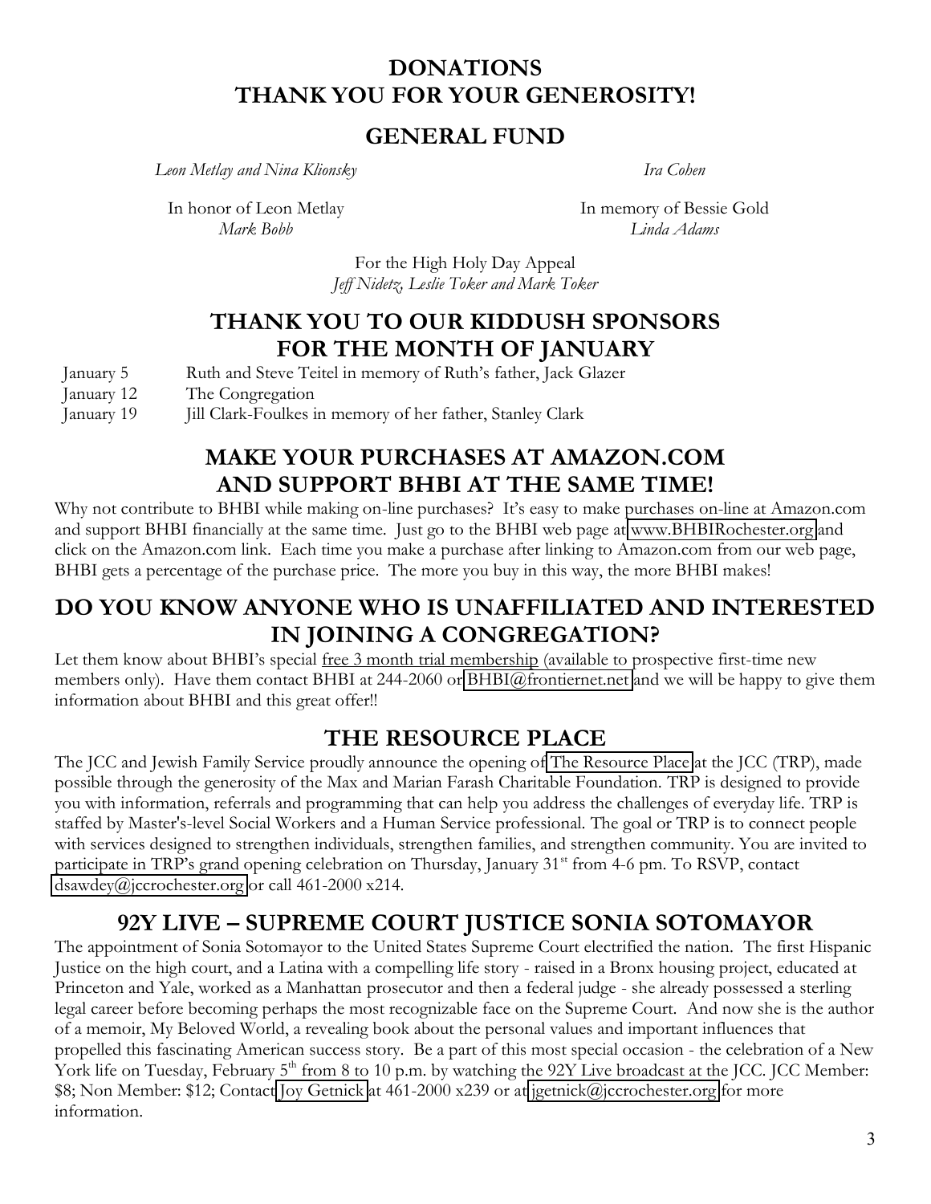# DONATIONS
# THANK YOU FOR YOUR GENEROSITY!

## GENERAL FUND

*Leon Metlay and Nina Klionsky*

*Ira Cohen*

In honor of Leon Metlay
*Mark Bobb*

In memory of Bessie Gold
*Linda Adams*

For the High Holy Day Appeal
*Jeff Nidetz, Leslie Toker and Mark Toker*

## THANK YOU TO OUR KIDDUSH SPONSORS FOR THE MONTH OF JANUARY

| | |
|---|---|
| January 5 | Ruth and Steve Teitel in memory of Ruth's father, Jack Glazer |
| January 12 | The Congregation |
| January 19 | Jill Clark-Foulkes in memory of her father, Stanley Clark |

## MAKE YOUR PURCHASES AT AMAZON.COM AND SUPPORT BHBI AT THE SAME TIME!

Why not contribute to BHBI while making on-line purchases? It's easy to make purchases on-line at Amazon.com and support BHBI financially at the same time. Just go to the BHBI web page at www.BHBIRochester.org and click on the Amazon.com link. Each time you make a purchase after linking to Amazon.com from our web page, BHBI gets a percentage of the purchase price. The more you buy in this way, the more BHBI makes!

## DO YOU KNOW ANYONE WHO IS UNAFFILIATED AND INTERESTED IN JOINING A CONGREGATION?

Let them know about BHBI's special free 3 month trial membership (available to prospective first-time new members only). Have them contact BHBI at 244-2060 or BHBI@frontiernet.net and we will be happy to give them information about BHBI and this great offer!!

## THE RESOURCE PLACE

The JCC and Jewish Family Service proudly announce the opening of The Resource Place at the JCC (TRP), made possible through the generosity of the Max and Marian Farash Charitable Foundation. TRP is designed to provide you with information, referrals and programming that can help you address the challenges of everyday life. TRP is staffed by Master's-level Social Workers and a Human Service professional. The goal or TRP is to connect people with services designed to strengthen individuals, strengthen families, and strengthen community. You are invited to participate in TRP's grand opening celebration on Thursday, January 31st from 4-6 pm. To RSVP, contact dsawdey@jccrochester.org or call 461-2000 x214.

## 92Y LIVE – SUPREME COURT JUSTICE SONIA SOTOMAYOR

The appointment of Sonia Sotomayor to the United States Supreme Court electrified the nation. The first Hispanic Justice on the high court, and a Latina with a compelling life story - raised in a Bronx housing project, educated at Princeton and Yale, worked as a Manhattan prosecutor and then a federal judge - she already possessed a sterling legal career before becoming perhaps the most recognizable face on the Supreme Court. And now she is the author of a memoir, My Beloved World, a revealing book about the personal values and important influences that propelled this fascinating American success story. Be a part of this most special occasion - the celebration of a New York life on Tuesday, February 5th from 8 to 10 p.m. by watching the 92Y Live broadcast at the JCC. JCC Member: $8; Non Member: $12; Contact Joy Getnick at 461-2000 x239 or at jgetnick@jccrochester.org for more information.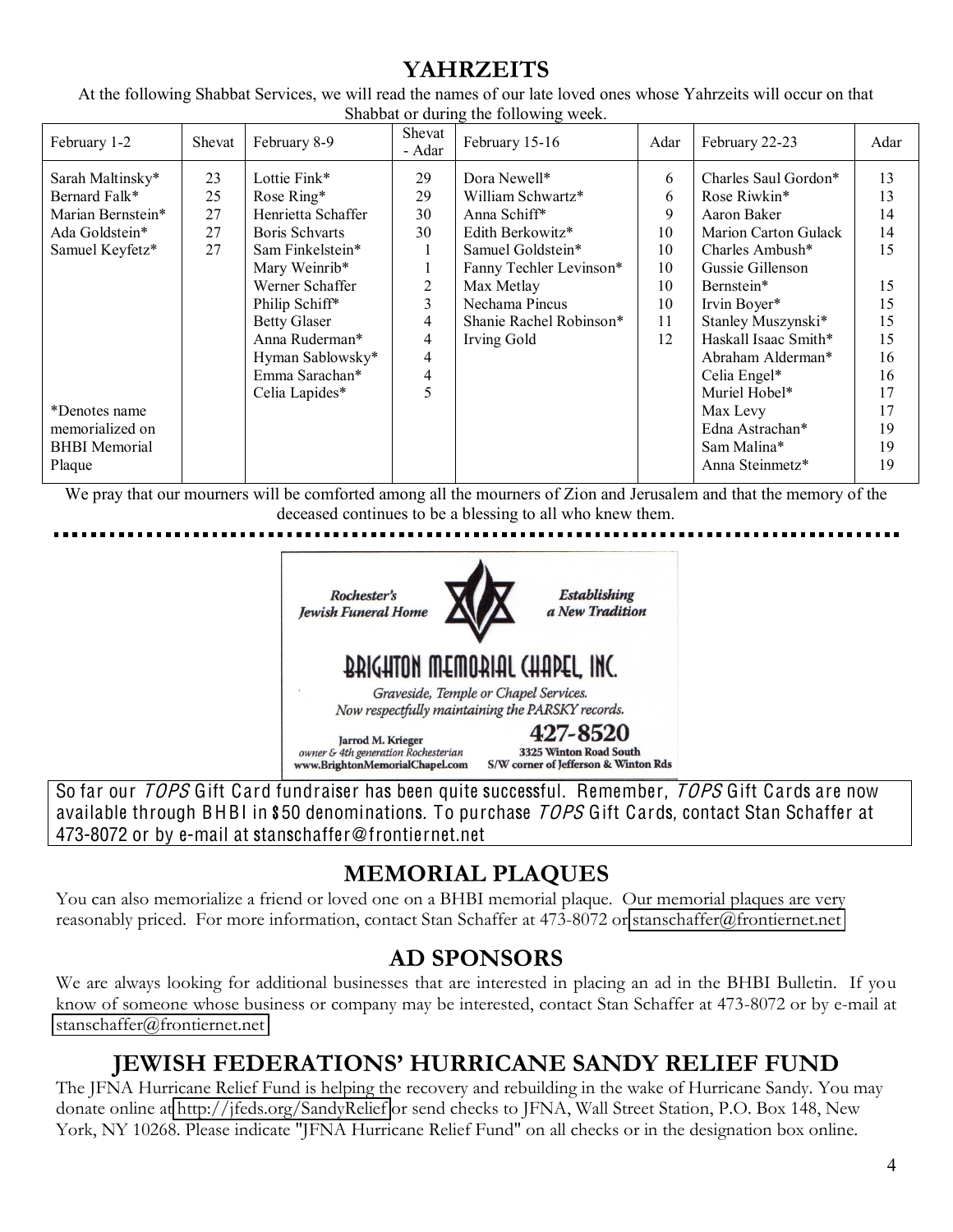## YAHRZEITS

At the following Shabbat Services, we will read the names of our late loved ones whose Yahrzeits will occur on that Shabbat or during the following week.

| February 1-2 | Shevat | February 8-9 | Shevat - Adar | February 15-16 | Adar | February 22-23 | Adar |
|---|---|---|---|---|---|---|---|
| Sarah Maltinsky* | 23 | Lottie Fink* | 29 | Dora Newell* | 6 | Charles Saul Gordon* | 13 |
| Bernard Falk* | 25 | Rose Ring* | 29 | William Schwartz* | 6 | Rose Riwkin* | 13 |
| Marian Bernstein* | 27 | Henrietta Schaffer | 30 | Anna Schiff* | 9 | Aaron Baker | 14 |
| Ada Goldstein* | 27 | Boris Schvarts | 30 | Edith Berkowitz* | 10 | Marion Carton Gulack | 14 |
| Samuel Keyfetz* | 27 | Sam Finkelstein* | 1 | Samuel Goldstein* | 10 | Charles Ambush* | 15 |
| | | Mary Weinrib* | 1 | Fanny Techler Levinson* | 10 | Gussie Gillenson Bernstein* | 15 |
| | | Werner Schaffer | 2 | Max Metlay | 10 | Irvin Boyer* | 15 |
| | | Philip Schiff* | 3 | Nechama Pincus | 10 | Stanley Muszynski* | 15 |
| | | Betty Glaser | 4 | Shanie Rachel Robinson* | 11 | Haskall Isaac Smith* | 15 |
| | | Anna Ruderman* | 4 | Irving Gold | 12 | Abraham Alderman* | 16 |
| | | Hyman Sablowsky* | 4 | | | Celia Engel* | 16 |
| | | Emma Sarachan* | 4 | | | Muriel Hobel* | 17 |
| | | Celia Lapides* | 5 | | | Max Levy | 17 |
| *Denotes name memorialized on BHBI Memorial Plaque | | | | | | Edna Astrachan* | 19 |
| | | | | | | Sam Malina* | 19 |
| | | | | | | Anna Steinmetz* | 19 |

We pray that our mourners will be comforted among all the mourners of Zion and Jerusalem and that the memory of the deceased continues to be a blessing to all who knew them.

*Rochester's Jewish Funeral Home* — *Establishing a New Tradition*

BRIGHTON MEMORIAL CHAPEL, INC.

*Graveside, Temple or Chapel Services.*
*Now respectfully maintaining the PARSKY records.*

Jarrod M. Krieger
*owner & 4th generation Rochesterian*
www.BrightonMemorialChapel.com

427-8520
3325 Winton Road South
S/W corner of Jefferson & Winton Rds

So far our *TOPS* Gift Card fundraiser has been quite successful. Remember, *TOPS* Gift Cards are now available through BHBI in $50 denominations. To purchase *TOPS* Gift Cards, contact Stan Schaffer at 473-8072 or by e-mail at stanschaffer@frontiernet.net

## MEMORIAL PLAQUES

You can also memorialize a friend or loved one on a BHBI memorial plaque. Our memorial plaques are very reasonably priced. For more information, contact Stan Schaffer at 473-8072 or stanschaffer@frontiernet.net

## AD SPONSORS

We are always looking for additional businesses that are interested in placing an ad in the BHBI Bulletin. If you know of someone whose business or company may be interested, contact Stan Schaffer at 473-8072 or by e-mail at stanschaffer@frontiernet.net

## JEWISH FEDERATIONS' HURRICANE SANDY RELIEF FUND

The JFNA Hurricane Relief Fund is helping the recovery and rebuilding in the wake of Hurricane Sandy. You may donate online at http://jfeds.org/SandyRelief or send checks to JFNA, Wall Street Station, P.O. Box 148, New York, NY 10268. Please indicate "JFNA Hurricane Relief Fund" on all checks or in the designation box online.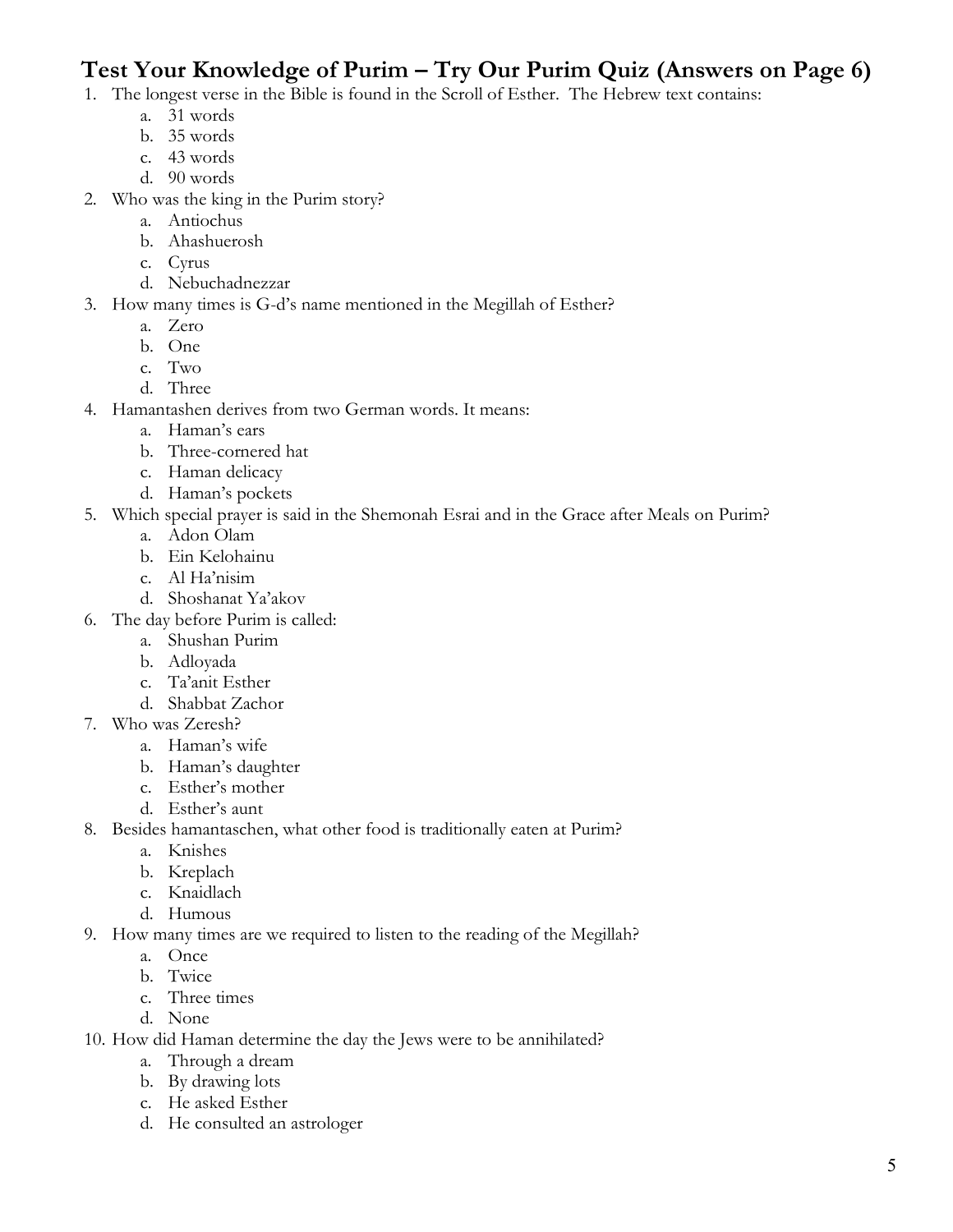## Test Your Knowledge of Purim – Try Our Purim Quiz (Answers on Page 6)

1. The longest verse in the Bible is found in the Scroll of Esther. The Hebrew text contains:
    a. 31 words
    b. 35 words
    c. 43 words
    d. 90 words
2. Who was the king in the Purim story?
    a. Antiochus
    b. Ahashuerosh
    c. Cyrus
    d. Nebuchadnezzar
3. How many times is G-d's name mentioned in the Megillah of Esther?
    a. Zero
    b. One
    c. Two
    d. Three
4. Hamantashen derives from two German words. It means:
    a. Haman's ears
    b. Three-cornered hat
    c. Haman delicacy
    d. Haman's pockets
5. Which special prayer is said in the Shemonah Esrai and in the Grace after Meals on Purim?
    a. Adon Olam
    b. Ein Kelohainu
    c. Al Ha'nisim
    d. Shoshanat Ya'akov
6. The day before Purim is called:
    a. Shushan Purim
    b. Adloyada
    c. Ta'anit Esther
    d. Shabbat Zachor
7. Who was Zeresh?
    a. Haman's wife
    b. Haman's daughter
    c. Esther's mother
    d. Esther's aunt
8. Besides hamantaschen, what other food is traditionally eaten at Purim?
    a. Knishes
    b. Kreplach
    c. Knaidlach
    d. Humous
9. How many times are we required to listen to the reading of the Megillah?
    a. Once
    b. Twice
    c. Three times
    d. None
10. How did Haman determine the day the Jews were to be annihilated?
    a. Through a dream
    b. By drawing lots
    c. He asked Esther
    d. He consulted an astrologer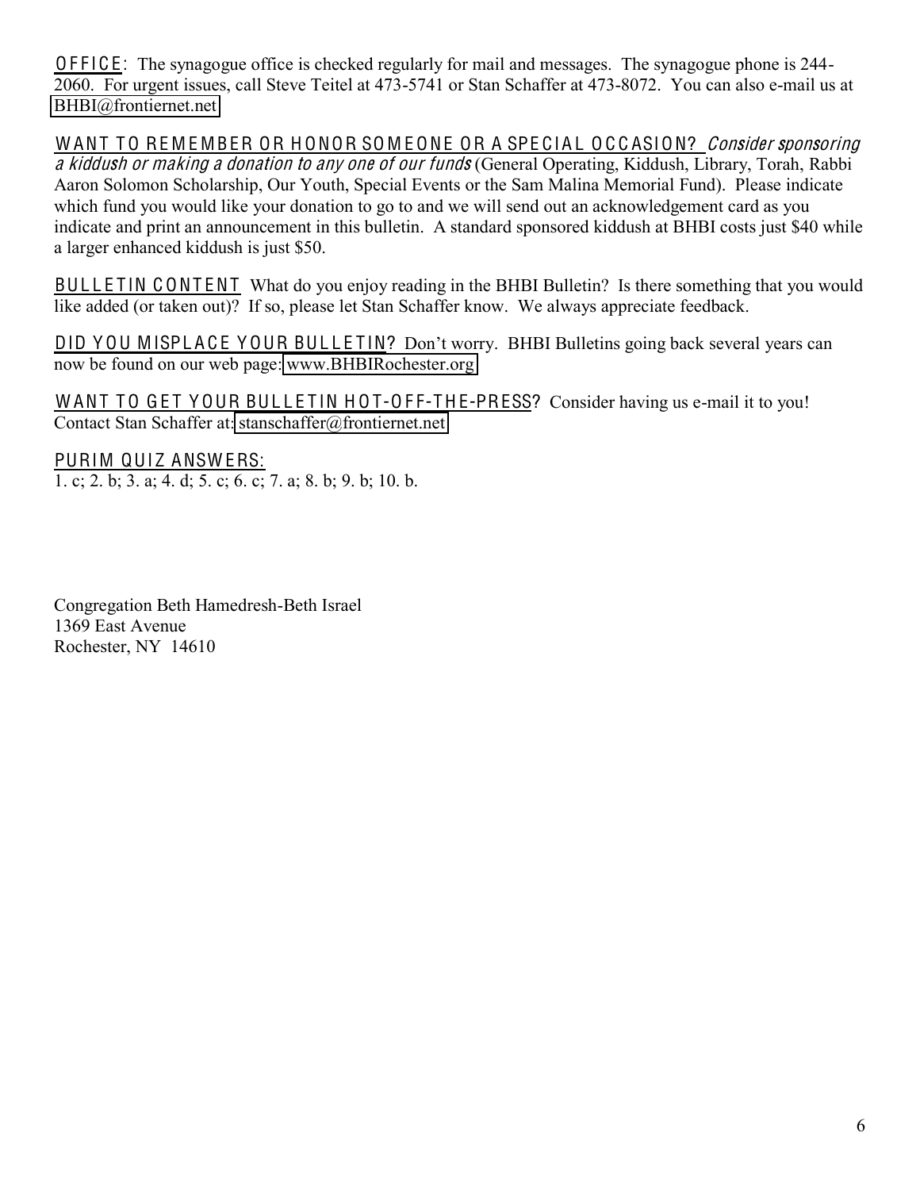OFFICE: The synagogue office is checked regularly for mail and messages. The synagogue phone is 244-2060. For urgent issues, call Steve Teitel at 473-5741 or Stan Schaffer at 473-8072. You can also e-mail us at BHBI@frontiernet.net

WANT TO REMEMBER OR HONOR SOMEONE OR A SPECIAL OCCASION? *Consider sponsoring a kiddush or making a donation to any one of our funds* (General Operating, Kiddush, Library, Torah, Rabbi Aaron Solomon Scholarship, Our Youth, Special Events or the Sam Malina Memorial Fund). Please indicate which fund you would like your donation to go to and we will send out an acknowledgement card as you indicate and print an announcement in this bulletin. A standard sponsored kiddush at BHBI costs just $40 while a larger enhanced kiddush is just $50.

BULLETIN CONTENT What do you enjoy reading in the BHBI Bulletin? Is there something that you would like added (or taken out)? If so, please let Stan Schaffer know. We always appreciate feedback.

DID YOU MISPLACE YOUR BULLETIN? Don't worry. BHBI Bulletins going back several years can now be found on our web page: www.BHBIRochester.org

WANT TO GET YOUR BULLETIN HOT-OFF-THE-PRESS? Consider having us e-mail it to you! Contact Stan Schaffer at: stanschaffer@frontiernet.net

PURIM QUIZ ANSWERS:
1. c; 2. b; 3. a; 4. d; 5. c; 6. c; 7. a; 8. b; 9. b; 10. b.

Congregation Beth Hamedresh-Beth Israel
1369 East Avenue
Rochester, NY 14610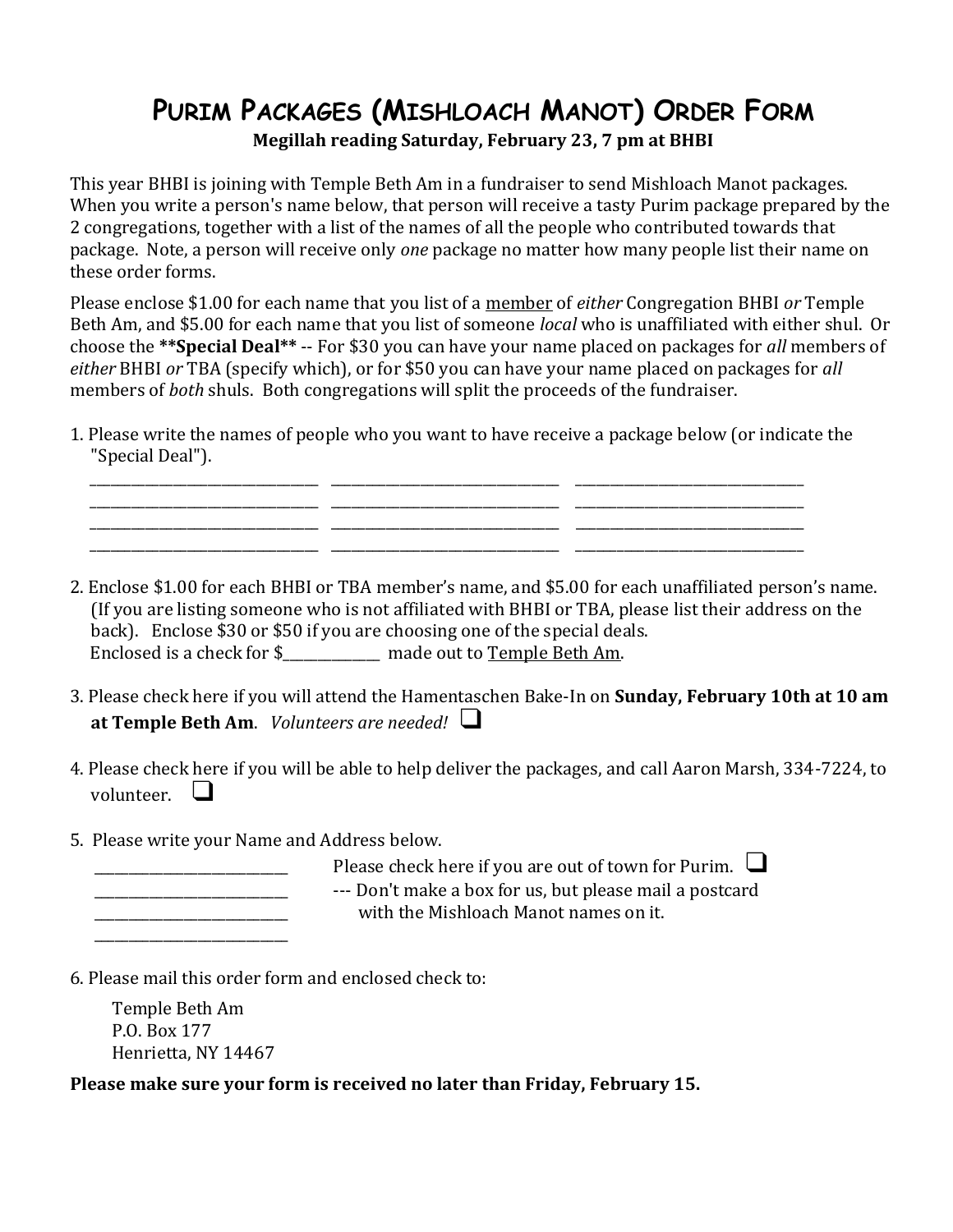# Purim Packages (Mishloach Manot) Order Form

**Megillah reading Saturday, February 23, 7 pm at BHBI**

This year BHBI is joining with Temple Beth Am in a fundraiser to send Mishloach Manot packages. When you write a person's name below, that person will receive a tasty Purim package prepared by the 2 congregations, together with a list of the names of all the people who contributed towards that package. Note, a person will receive only *one* package no matter how many people list their name on these order forms.

Please enclose $1.00 for each name that you list of a member of *either* Congregation BHBI *or* Temple Beth Am, and $5.00 for each name that you list of someone *local* who is unaffiliated with either shul. Or choose the **\*\*Special Deal\*\*** -- For $30 you can have your name placed on packages for *all* members of *either* BHBI *or* TBA (specify which), or for $50 you can have your name placed on packages for *all* members of *both* shuls. Both congregations will split the proceeds of the fundraiser.

1. Please write the names of people who you want to have receive a package below (or indicate the "Special Deal").

   ______________________________ ______________________________ ______________________________
   ______________________________ ______________________________ ______________________________
   ______________________________ ______________________________ ______________________________
   ______________________________ ______________________________ ______________________________

2. Enclose $1.00 for each BHBI or TBA member's name, and $5.00 for each unaffiliated person's name. (If you are listing someone who is not affiliated with BHBI or TBA, please list their address on the back). Enclose $30 or $50 if you are choosing one of the special deals.
   Enclosed is a check for $_____________ made out to Temple Beth Am.

3. Please check here if you will attend the Hamentaschen Bake-In on **Sunday, February 10th at 10 am at Temple Beth Am**. *Volunteers are needed!* ☐

4. Please check here if you will be able to help deliver the packages, and call Aaron Marsh, 334-7224, to volunteer. ☐

5. Please write your Name and Address below.

   ________________________
   ________________________
   ________________________
   ________________________

   Please check here if you are out of town for Purim. ☐
   --- Don't make a box for us, but please mail a postcard with the Mishloach Manot names on it.

6. Please mail this order form and enclosed check to:

   Temple Beth Am
   P.O. Box 177
   Henrietta, NY 14467

**Please make sure your form is received no later than Friday, February 15.**